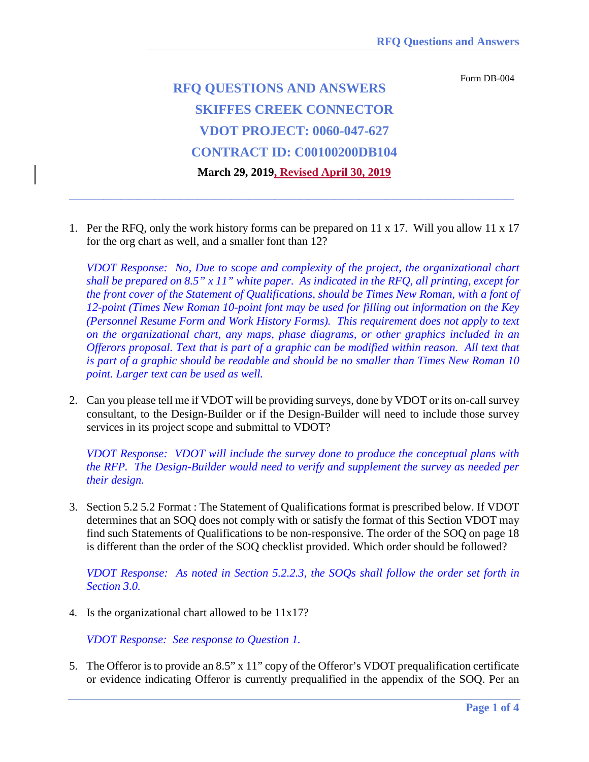Form DB-004

# RFQ QUESTIONS AND ANSWERS
# SKIFFES CREEK CONNECTOR
# VDOT PROJECT: 0060-047-627
# CONTRACT ID: C00100200DB104

**March 29, 2019, Revised April 30, 2019**

---

1. Per the RFQ, only the work history forms can be prepared on 11 x 17. Will you allow 11 x 17 for the org chart as well, and a smaller font than 12?

   *VDOT Response: No, Due to scope and complexity of the project, the organizational chart shall be prepared on 8.5" x 11" white paper. As indicated in the RFQ, all printing, except for the front cover of the Statement of Qualifications, should be Times New Roman, with a font of 12-point (Times New Roman 10-point font may be used for filling out information on the Key (Personnel Resume Form and Work History Forms). This requirement does not apply to text on the organizational chart, any maps, phase diagrams, or other graphics included in an Offerors proposal. Text that is part of a graphic can be modified within reason. All text that is part of a graphic should be readable and should be no smaller than Times New Roman 10 point. Larger text can be used as well.*

2. Can you please tell me if VDOT will be providing surveys, done by VDOT or its on-call survey consultant, to the Design-Builder or if the Design-Builder will need to include those survey services in its project scope and submittal to VDOT?

   *VDOT Response: VDOT will include the survey done to produce the conceptual plans with the RFP. The Design-Builder would need to verify and supplement the survey as needed per their design.*

3. Section 5.2 5.2 Format : The Statement of Qualifications format is prescribed below. If VDOT determines that an SOQ does not comply with or satisfy the format of this Section VDOT may find such Statements of Qualifications to be non-responsive. The order of the SOQ on page 18 is different than the order of the SOQ checklist provided. Which order should be followed?

   *VDOT Response: As noted in Section 5.2.2.3, the SOQs shall follow the order set forth in Section 3.0.*

4. Is the organizational chart allowed to be 11x17?

   *VDOT Response: See response to Question 1.*

5. The Offeror is to provide an 8.5" x 11" copy of the Offeror's VDOT prequalification certificate or evidence indicating Offeror is currently prequalified in the appendix of the SOQ. Per an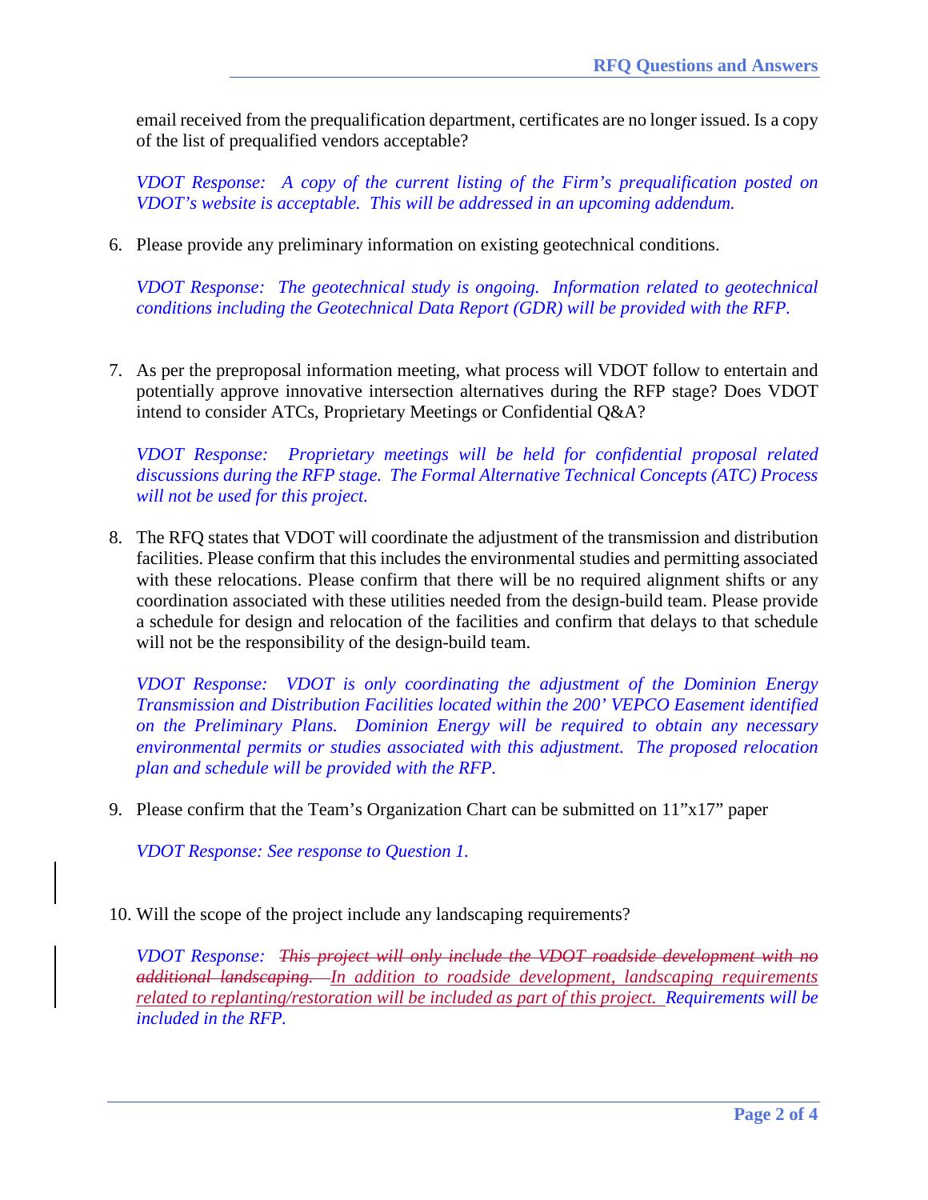email received from the prequalification department, certificates are no longer issued. Is a copy of the list of prequalified vendors acceptable?

*VDOT Response: A copy of the current listing of the Firm's prequalification posted on VDOT's website is acceptable. This will be addressed in an upcoming addendum.*

6. Please provide any preliminary information on existing geotechnical conditions.

   *VDOT Response: The geotechnical study is ongoing. Information related to geotechnical conditions including the Geotechnical Data Report (GDR) will be provided with the RFP.*

7. As per the preproposal information meeting, what process will VDOT follow to entertain and potentially approve innovative intersection alternatives during the RFP stage? Does VDOT intend to consider ATCs, Proprietary Meetings or Confidential Q&A?

   *VDOT Response: Proprietary meetings will be held for confidential proposal related discussions during the RFP stage. The Formal Alternative Technical Concepts (ATC) Process will not be used for this project.*

8. The RFQ states that VDOT will coordinate the adjustment of the transmission and distribution facilities. Please confirm that this includes the environmental studies and permitting associated with these relocations. Please confirm that there will be no required alignment shifts or any coordination associated with these utilities needed from the design-build team. Please provide a schedule for design and relocation of the facilities and confirm that delays to that schedule will not be the responsibility of the design-build team.

   *VDOT Response: VDOT is only coordinating the adjustment of the Dominion Energy Transmission and Distribution Facilities located within the 200' VEPCO Easement identified on the Preliminary Plans. Dominion Energy will be required to obtain any necessary environmental permits or studies associated with this adjustment. The proposed relocation plan and schedule will be provided with the RFP.*

9. Please confirm that the Team's Organization Chart can be submitted on 11"x17" paper

   *VDOT Response: See response to Question 1.*

10. Will the scope of the project include any landscaping requirements?

    *VDOT Response: ~~This project will only include the VDOT roadside development with no additional landscaping.~~ In addition to roadside development, landscaping requirements related to replanting/restoration will be included as part of this project. Requirements will be included in the RFP.*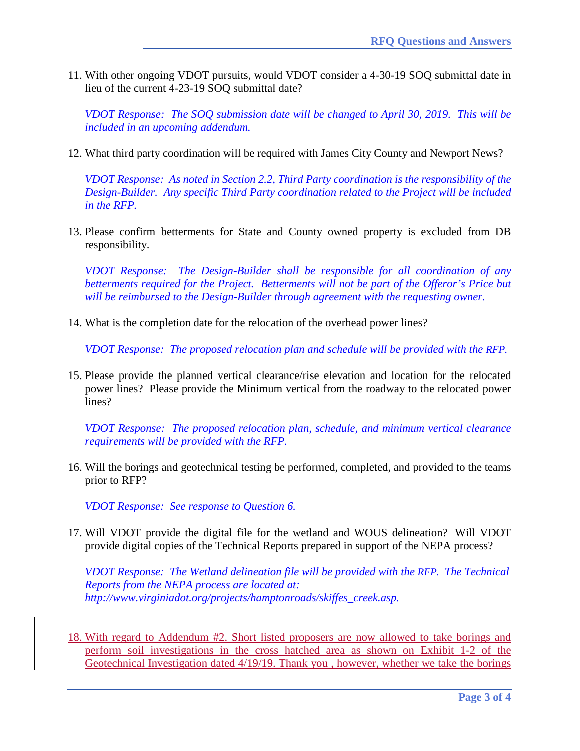11. With other ongoing VDOT pursuits, would VDOT consider a 4-30-19 SOQ submittal date in lieu of the current 4-23-19 SOQ submittal date?

    *VDOT Response: The SOQ submission date will be changed to April 30, 2019. This will be included in an upcoming addendum.*

12. What third party coordination will be required with James City County and Newport News?

    *VDOT Response: As noted in Section 2.2, Third Party coordination is the responsibility of the Design-Builder. Any specific Third Party coordination related to the Project will be included in the RFP.*

13. Please confirm betterments for State and County owned property is excluded from DB responsibility.

    *VDOT Response: The Design-Builder shall be responsible for all coordination of any betterments required for the Project. Betterments will not be part of the Offeror's Price but will be reimbursed to the Design-Builder through agreement with the requesting owner.*

14. What is the completion date for the relocation of the overhead power lines?

    *VDOT Response: The proposed relocation plan and schedule will be provided with the RFP.*

15. Please provide the planned vertical clearance/rise elevation and location for the relocated power lines? Please provide the Minimum vertical from the roadway to the relocated power lines?

    *VDOT Response: The proposed relocation plan, schedule, and minimum vertical clearance requirements will be provided with the RFP.*

16. Will the borings and geotechnical testing be performed, completed, and provided to the teams prior to RFP?

    *VDOT Response: See response to Question 6.*

17. Will VDOT provide the digital file for the wetland and WOUS delineation? Will VDOT provide digital copies of the Technical Reports prepared in support of the NEPA process?

    *VDOT Response: The Wetland delineation file will be provided with the RFP. The Technical Reports from the NEPA process are located at: http://www.virginiadot.org/projects/hamptonroads/skiffes_creek.asp.*

18. With regard to Addendum #2. Short listed proposers are now allowed to take borings and perform soil investigations in the cross hatched area as shown on Exhibit 1-2 of the Geotechnical Investigation dated 4/19/19. Thank you , however, whether we take the borings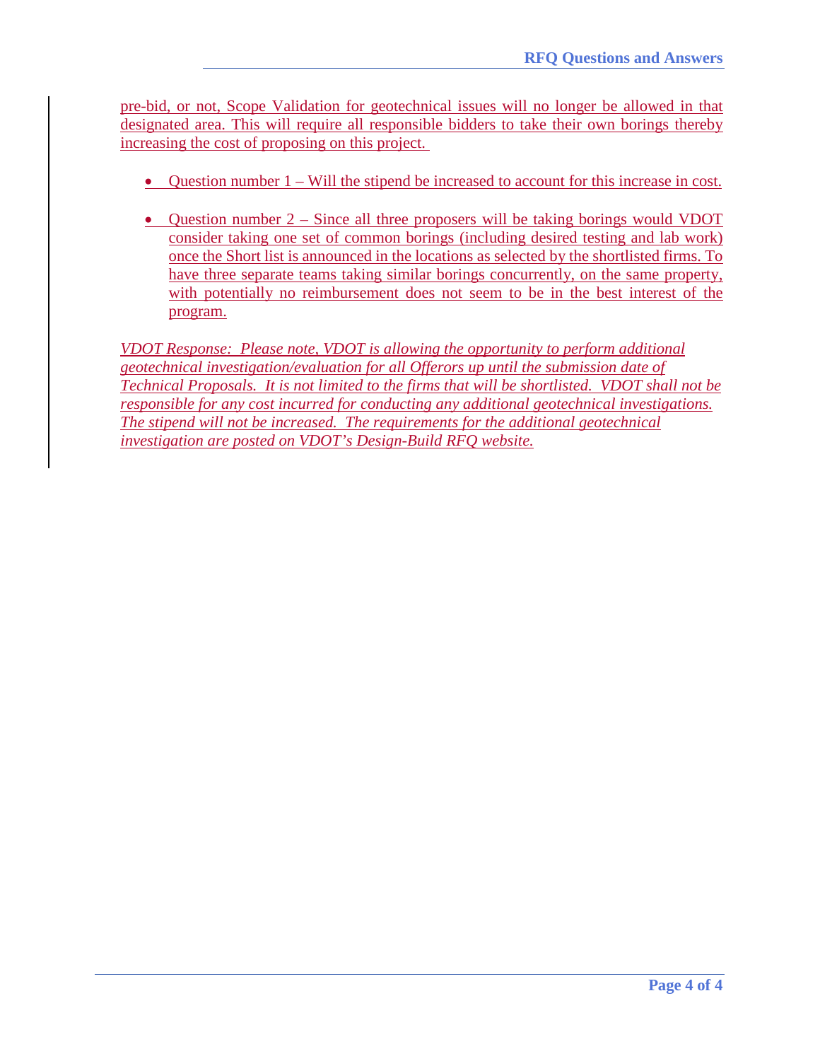pre-bid, or not, Scope Validation for geotechnical issues will no longer be allowed in that designated area. This will require all responsible bidders to take their own borings thereby increasing the cost of proposing on this project.

- Question number 1 – Will the stipend be increased to account for this increase in cost.
- Question number 2 – Since all three proposers will be taking borings would VDOT consider taking one set of common borings (including desired testing and lab work) once the Short list is announced in the locations as selected by the shortlisted firms. To have three separate teams taking similar borings concurrently, on the same property, with potentially no reimbursement does not seem to be in the best interest of the program.

*VDOT Response: Please note, VDOT is allowing the opportunity to perform additional geotechnical investigation/evaluation for all Offerors up until the submission date of Technical Proposals. It is not limited to the firms that will be shortlisted. VDOT shall not be responsible for any cost incurred for conducting any additional geotechnical investigations. The stipend will not be increased. The requirements for the additional geotechnical investigation are posted on VDOT's Design-Build RFQ website.*